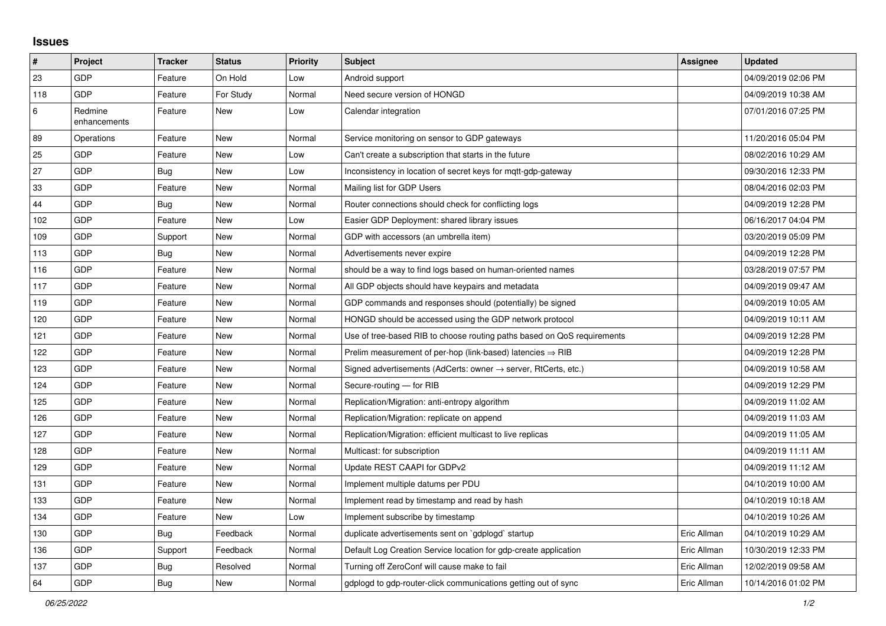## Issues

| # | Project | Tracker | Status | Priority | Subject | Assignee | Updated |
|---|---|---|---|---|---|---|---|
| 23 | GDP | Feature | On Hold | Low | Android support | | 04/09/2019 02:06 PM |
| 118 | GDP | Feature | For Study | Normal | Need secure version of HONGD | | 04/09/2019 10:38 AM |
| 6 | Redmine enhancements | Feature | New | Low | Calendar integration | | 07/01/2016 07:25 PM |
| 89 | Operations | Feature | New | Normal | Service monitoring on sensor to GDP gateways | | 11/20/2016 05:04 PM |
| 25 | GDP | Feature | New | Low | Can't create a subscription that starts in the future | | 08/02/2016 10:29 AM |
| 27 | GDP | Bug | New | Low | Inconsistency in location of secret keys for mqtt-gdp-gateway | | 09/30/2016 12:33 PM |
| 33 | GDP | Feature | New | Normal | Mailing list for GDP Users | | 08/04/2016 02:03 PM |
| 44 | GDP | Bug | New | Normal | Router connections should check for conflicting logs | | 04/09/2019 12:28 PM |
| 102 | GDP | Feature | New | Low | Easier GDP Deployment: shared library issues | | 06/16/2017 04:04 PM |
| 109 | GDP | Support | New | Normal | GDP with accessors (an umbrella item) | | 03/20/2019 05:09 PM |
| 113 | GDP | Bug | New | Normal | Advertisements never expire | | 04/09/2019 12:28 PM |
| 116 | GDP | Feature | New | Normal | should be a way to find logs based on human-oriented names | | 03/28/2019 07:57 PM |
| 117 | GDP | Feature | New | Normal | All GDP objects should have keypairs and metadata | | 04/09/2019 09:47 AM |
| 119 | GDP | Feature | New | Normal | GDP commands and responses should (potentially) be signed | | 04/09/2019 10:05 AM |
| 120 | GDP | Feature | New | Normal | HONGD should be accessed using the GDP network protocol | | 04/09/2019 10:11 AM |
| 121 | GDP | Feature | New | Normal | Use of tree-based RIB to choose routing paths based on QoS requirements | | 04/09/2019 12:28 PM |
| 122 | GDP | Feature | New | Normal | Prelim measurement of per-hop (link-based) latencies ⇒ RIB | | 04/09/2019 12:28 PM |
| 123 | GDP | Feature | New | Normal | Signed advertisements (AdCerts: owner → server, RtCerts, etc.) | | 04/09/2019 10:58 AM |
| 124 | GDP | Feature | New | Normal | Secure-routing — for RIB | | 04/09/2019 12:29 PM |
| 125 | GDP | Feature | New | Normal | Replication/Migration: anti-entropy algorithm | | 04/09/2019 11:02 AM |
| 126 | GDP | Feature | New | Normal | Replication/Migration: replicate on append | | 04/09/2019 11:03 AM |
| 127 | GDP | Feature | New | Normal | Replication/Migration: efficient multicast to live replicas | | 04/09/2019 11:05 AM |
| 128 | GDP | Feature | New | Normal | Multicast: for subscription | | 04/09/2019 11:11 AM |
| 129 | GDP | Feature | New | Normal | Update REST CAAPI for GDPv2 | | 04/09/2019 11:12 AM |
| 131 | GDP | Feature | New | Normal | Implement multiple datums per PDU | | 04/10/2019 10:00 AM |
| 133 | GDP | Feature | New | Normal | Implement read by timestamp and read by hash | | 04/10/2019 10:18 AM |
| 134 | GDP | Feature | New | Low | Implement subscribe by timestamp | | 04/10/2019 10:26 AM |
| 130 | GDP | Bug | Feedback | Normal | duplicate advertisements sent on `gdplogd` startup | Eric Allman | 04/10/2019 10:29 AM |
| 136 | GDP | Support | Feedback | Normal | Default Log Creation Service location for gdp-create application | Eric Allman | 10/30/2019 12:33 PM |
| 137 | GDP | Bug | Resolved | Normal | Turning off ZeroConf will cause make to fail | Eric Allman | 12/02/2019 09:58 AM |
| 64 | GDP | Bug | New | Normal | gdplogd to gdp-router-click communications getting out of sync | Eric Allman | 10/14/2016 01:02 PM |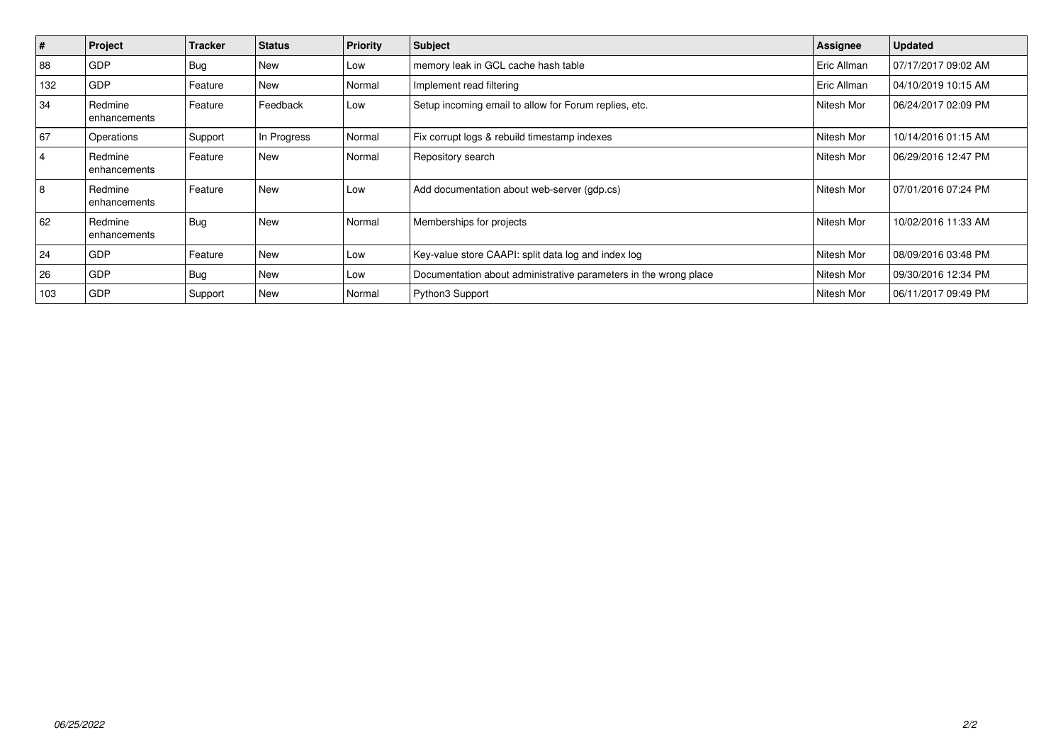| # | Project | Tracker | Status | Priority | Subject | Assignee | Updated |
|---|---|---|---|---|---|---|---|
| 88 | GDP | Bug | New | Low | memory leak in GCL cache hash table | Eric Allman | 07/17/2017 09:02 AM |
| 132 | GDP | Feature | New | Normal | Implement read filtering | Eric Allman | 04/10/2019 10:15 AM |
| 34 | Redmine enhancements | Feature | Feedback | Low | Setup incoming email to allow for Forum replies, etc. | Nitesh Mor | 06/24/2017 02:09 PM |
| 67 | Operations | Support | In Progress | Normal | Fix corrupt logs & rebuild timestamp indexes | Nitesh Mor | 10/14/2016 01:15 AM |
| 4 | Redmine enhancements | Feature | New | Normal | Repository search | Nitesh Mor | 06/29/2016 12:47 PM |
| 8 | Redmine enhancements | Feature | New | Low | Add documentation about web-server (gdp.cs) | Nitesh Mor | 07/01/2016 07:24 PM |
| 62 | Redmine enhancements | Bug | New | Normal | Memberships for projects | Nitesh Mor | 10/02/2016 11:33 AM |
| 24 | GDP | Feature | New | Low | Key-value store CAAPI: split data log and index log | Nitesh Mor | 08/09/2016 03:48 PM |
| 26 | GDP | Bug | New | Low | Documentation about administrative parameters in the wrong place | Nitesh Mor | 09/30/2016 12:34 PM |
| 103 | GDP | Support | New | Normal | Python3 Support | Nitesh Mor | 06/11/2017 09:49 PM |

*06/25/2022*